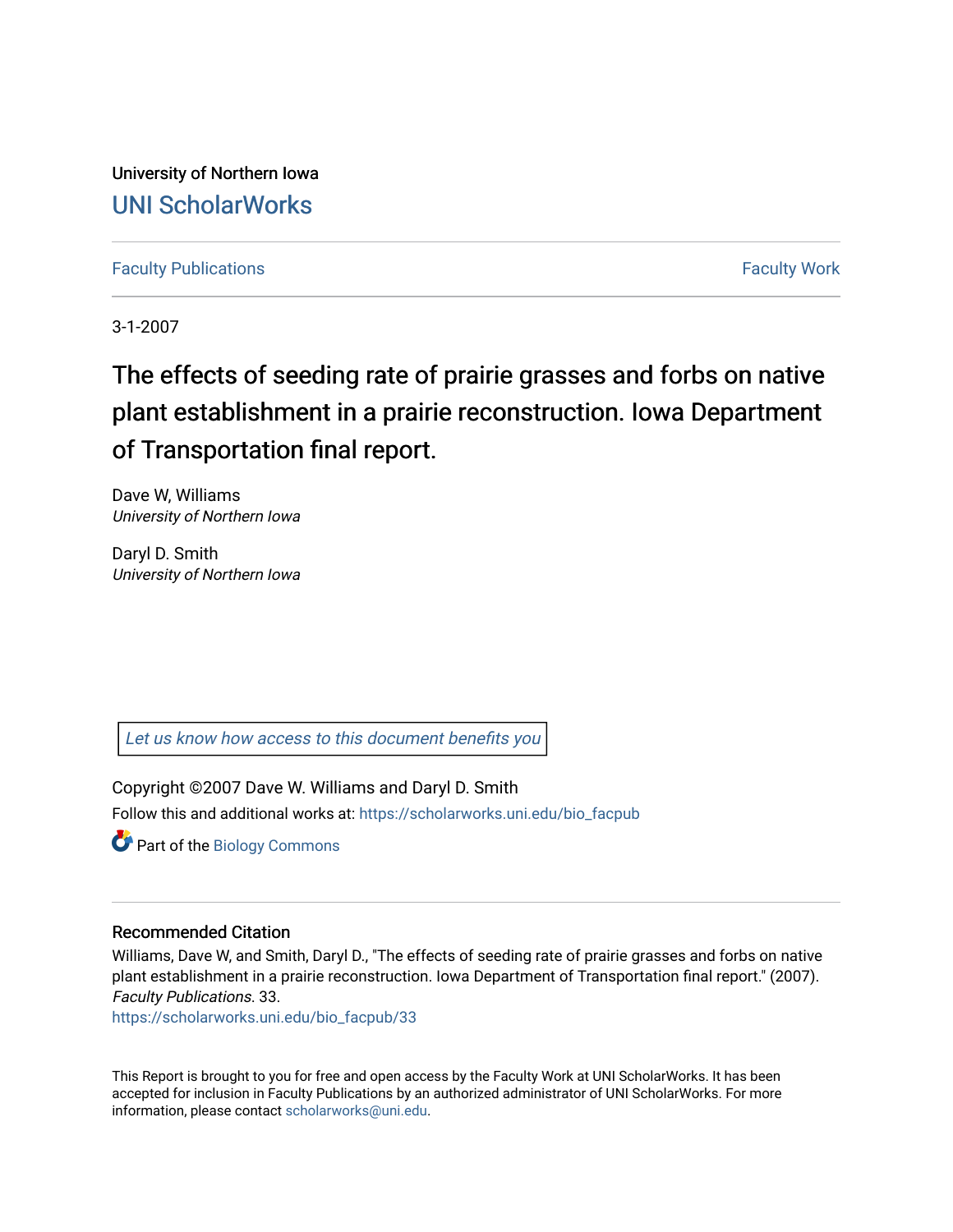University of Northern Iowa

## UNI ScholarWorks

Faculty Publications | Faculty Work

3-1-2007

# The effects of seeding rate of prairie grasses and forbs on native plant establishment in a prairie reconstruction. Iowa Department of Transportation final report.

Dave W, Williams
*University of Northern Iowa*

Daryl D. Smith
*University of Northern Iowa*

Let us know how access to this document benefits you

Copyright ©2007 Dave W. Williams and Daryl D. Smith

Follow this and additional works at: https://scholarworks.uni.edu/bio_facpub

Part of the Biology Commons

### Recommended Citation

Williams, Dave W, and Smith, Daryl D., "The effects of seeding rate of prairie grasses and forbs on native plant establishment in a prairie reconstruction. Iowa Department of Transportation final report." (2007). *Faculty Publications*. 33.
https://scholarworks.uni.edu/bio_facpub/33

This Report is brought to you for free and open access by the Faculty Work at UNI ScholarWorks. It has been accepted for inclusion in Faculty Publications by an authorized administrator of UNI ScholarWorks. For more information, please contact scholarworks@uni.edu.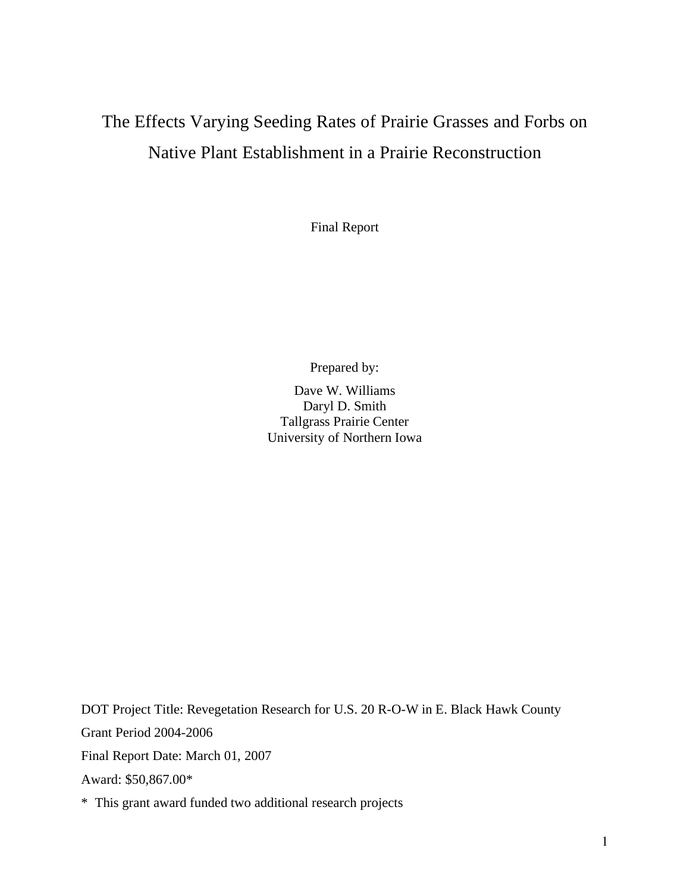# The Effects Varying Seeding Rates of Prairie Grasses and Forbs on Native Plant Establishment in a Prairie Reconstruction

Final Report

Prepared by:

Dave W. Williams
Daryl D. Smith
Tallgrass Prairie Center
University of Northern Iowa

DOT Project Title: Revegetation Research for U.S. 20 R-O-W in E. Black Hawk County

Grant Period 2004-2006

Final Report Date: March 01, 2007

Award: $50,867.00*

* This grant award funded two additional research projects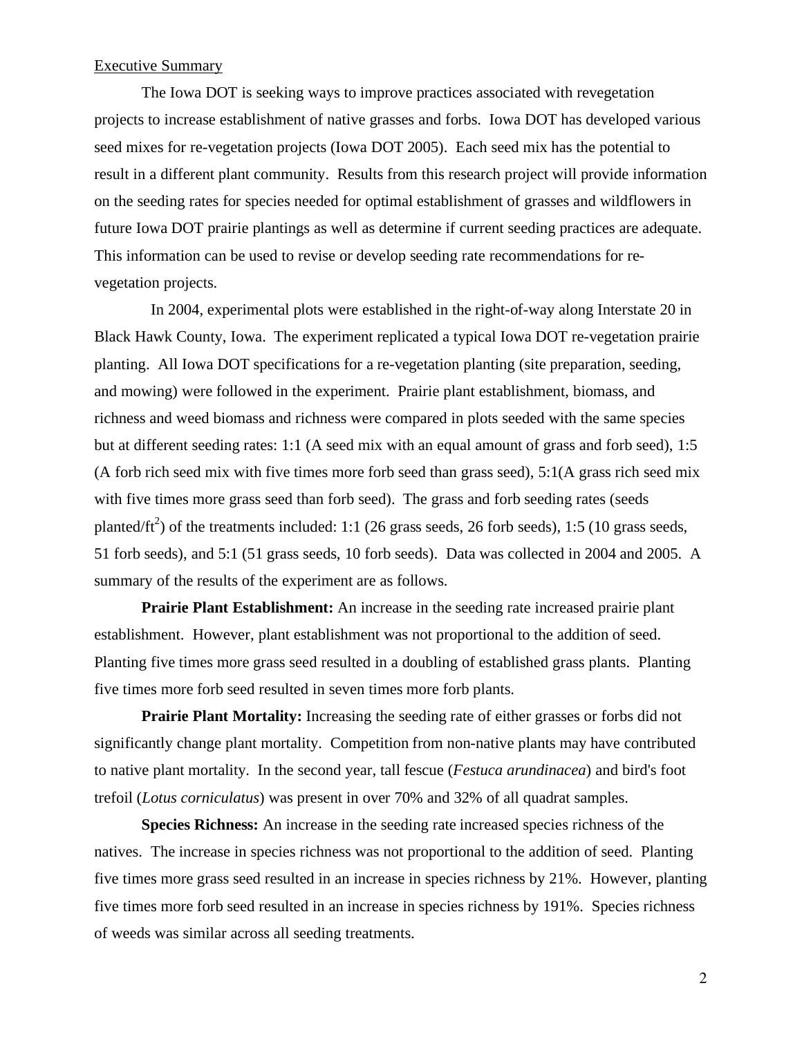## Executive Summary

The Iowa DOT is seeking ways to improve practices associated with revegetation projects to increase establishment of native grasses and forbs. Iowa DOT has developed various seed mixes for re-vegetation projects (Iowa DOT 2005). Each seed mix has the potential to result in a different plant community. Results from this research project will provide information on the seeding rates for species needed for optimal establishment of grasses and wildflowers in future Iowa DOT prairie plantings as well as determine if current seeding practices are adequate. This information can be used to revise or develop seeding rate recommendations for re-vegetation projects.

In 2004, experimental plots were established in the right-of-way along Interstate 20 in Black Hawk County, Iowa. The experiment replicated a typical Iowa DOT re-vegetation prairie planting. All Iowa DOT specifications for a re-vegetation planting (site preparation, seeding, and mowing) were followed in the experiment. Prairie plant establishment, biomass, and richness and weed biomass and richness were compared in plots seeded with the same species but at different seeding rates: 1:1 (A seed mix with an equal amount of grass and forb seed), 1:5 (A forb rich seed mix with five times more forb seed than grass seed), 5:1(A grass rich seed mix with five times more grass seed than forb seed). The grass and forb seeding rates (seeds planted/$ft^2$) of the treatments included: 1:1 (26 grass seeds, 26 forb seeds), 1:5 (10 grass seeds, 51 forb seeds), and 5:1 (51 grass seeds, 10 forb seeds). Data was collected in 2004 and 2005. A summary of the results of the experiment are as follows.

**Prairie Plant Establishment:** An increase in the seeding rate increased prairie plant establishment. However, plant establishment was not proportional to the addition of seed. Planting five times more grass seed resulted in a doubling of established grass plants. Planting five times more forb seed resulted in seven times more forb plants.

**Prairie Plant Mortality:** Increasing the seeding rate of either grasses or forbs did not significantly change plant mortality. Competition from non-native plants may have contributed to native plant mortality. In the second year, tall fescue (*Festuca arundinacea*) and bird's foot trefoil (*Lotus corniculatus*) was present in over 70% and 32% of all quadrat samples.

**Species Richness:** An increase in the seeding rate increased species richness of the natives. The increase in species richness was not proportional to the addition of seed. Planting five times more grass seed resulted in an increase in species richness by 21%. However, planting five times more forb seed resulted in an increase in species richness by 191%. Species richness of weeds was similar across all seeding treatments.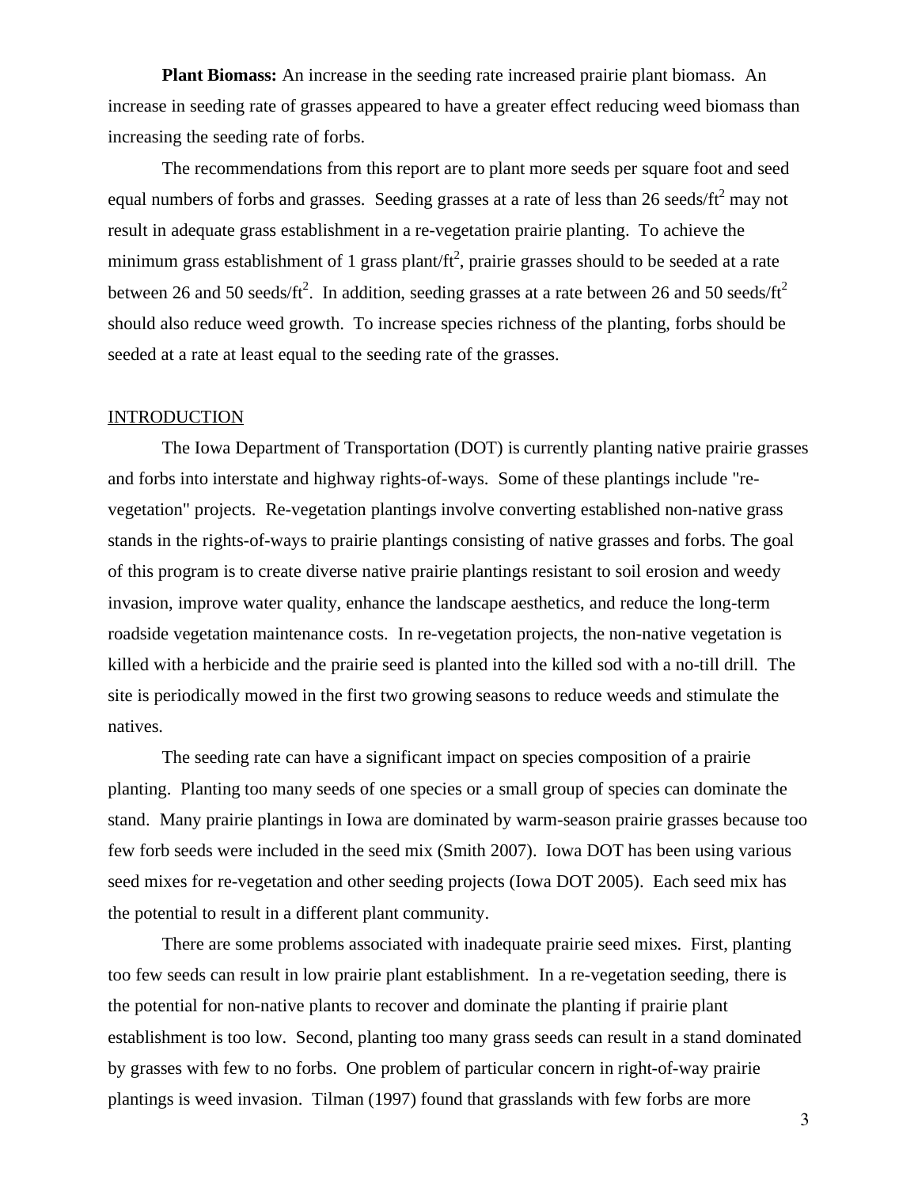**Plant Biomass:** An increase in the seeding rate increased prairie plant biomass. An increase in seeding rate of grasses appeared to have a greater effect reducing weed biomass than increasing the seeding rate of forbs.

The recommendations from this report are to plant more seeds per square foot and seed equal numbers of forbs and grasses. Seeding grasses at a rate of less than 26 seeds/ft$^2$ may not result in adequate grass establishment in a re-vegetation prairie planting. To achieve the minimum grass establishment of 1 grass plant/ft$^2$, prairie grasses should to be seeded at a rate between 26 and 50 seeds/ft$^2$. In addition, seeding grasses at a rate between 26 and 50 seeds/ft$^2$ should also reduce weed growth. To increase species richness of the planting, forbs should be seeded at a rate at least equal to the seeding rate of the grasses.

## INTRODUCTION

The Iowa Department of Transportation (DOT) is currently planting native prairie grasses and forbs into interstate and highway rights-of-ways. Some of these plantings include "re-vegetation" projects. Re-vegetation plantings involve converting established non-native grass stands in the rights-of-ways to prairie plantings consisting of native grasses and forbs. The goal of this program is to create diverse native prairie plantings resistant to soil erosion and weedy invasion, improve water quality, enhance the landscape aesthetics, and reduce the long-term roadside vegetation maintenance costs. In re-vegetation projects, the non-native vegetation is killed with a herbicide and the prairie seed is planted into the killed sod with a no-till drill. The site is periodically mowed in the first two growing seasons to reduce weeds and stimulate the natives.

The seeding rate can have a significant impact on species composition of a prairie planting. Planting too many seeds of one species or a small group of species can dominate the stand. Many prairie plantings in Iowa are dominated by warm-season prairie grasses because too few forb seeds were included in the seed mix (Smith 2007). Iowa DOT has been using various seed mixes for re-vegetation and other seeding projects (Iowa DOT 2005). Each seed mix has the potential to result in a different plant community.

There are some problems associated with inadequate prairie seed mixes. First, planting too few seeds can result in low prairie plant establishment. In a re-vegetation seeding, there is the potential for non-native plants to recover and dominate the planting if prairie plant establishment is too low. Second, planting too many grass seeds can result in a stand dominated by grasses with few to no forbs. One problem of particular concern in right-of-way prairie plantings is weed invasion. Tilman (1997) found that grasslands with few forbs are more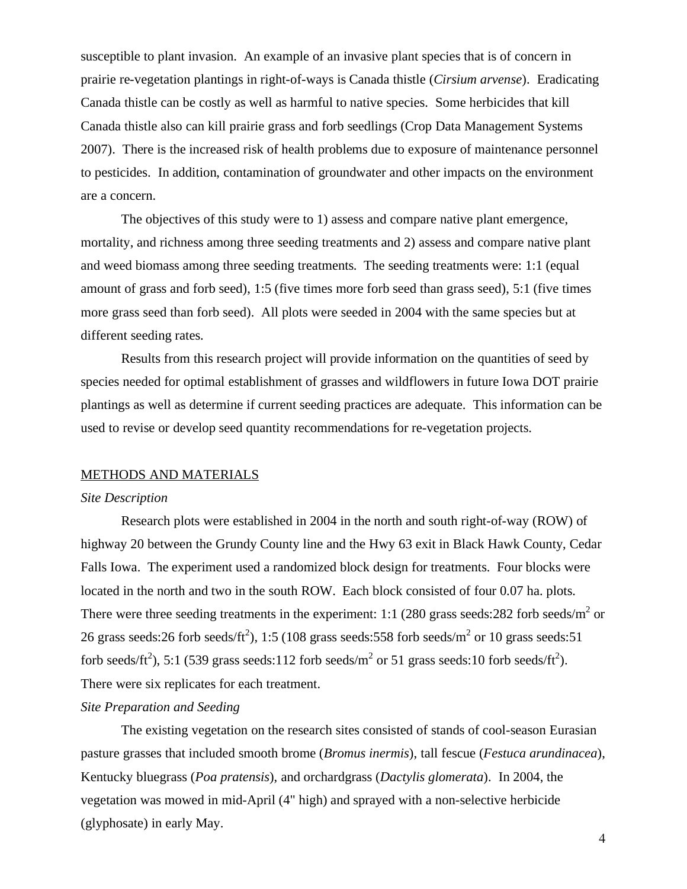susceptible to plant invasion. An example of an invasive plant species that is of concern in prairie re-vegetation plantings in right-of-ways is Canada thistle (*Cirsium arvense*). Eradicating Canada thistle can be costly as well as harmful to native species. Some herbicides that kill Canada thistle also can kill prairie grass and forb seedlings (Crop Data Management Systems 2007). There is the increased risk of health problems due to exposure of maintenance personnel to pesticides. In addition, contamination of groundwater and other impacts on the environment are a concern.

The objectives of this study were to 1) assess and compare native plant emergence, mortality, and richness among three seeding treatments and 2) assess and compare native plant and weed biomass among three seeding treatments. The seeding treatments were: 1:1 (equal amount of grass and forb seed), 1:5 (five times more forb seed than grass seed), 5:1 (five times more grass seed than forb seed). All plots were seeded in 2004 with the same species but at different seeding rates.

Results from this research project will provide information on the quantities of seed by species needed for optimal establishment of grasses and wildflowers in future Iowa DOT prairie plantings as well as determine if current seeding practices are adequate. This information can be used to revise or develop seed quantity recommendations for re-vegetation projects.

## METHODS AND MATERIALS

### *Site Description*

Research plots were established in 2004 in the north and south right-of-way (ROW) of highway 20 between the Grundy County line and the Hwy 63 exit in Black Hawk County, Cedar Falls Iowa. The experiment used a randomized block design for treatments. Four blocks were located in the north and two in the south ROW. Each block consisted of four 0.07 ha. plots. There were three seeding treatments in the experiment: 1:1 (280 grass seeds:282 forb seeds/$m^2$ or 26 grass seeds:26 forb seeds/$ft^2$), 1:5 (108 grass seeds:558 forb seeds/$m^2$ or 10 grass seeds:51 forb seeds/$ft^2$), 5:1 (539 grass seeds:112 forb seeds/$m^2$ or 51 grass seeds:10 forb seeds/$ft^2$). There were six replicates for each treatment.

### *Site Preparation and Seeding*

The existing vegetation on the research sites consisted of stands of cool-season Eurasian pasture grasses that included smooth brome (*Bromus inermis*), tall fescue (*Festuca arundinacea*), Kentucky bluegrass (*Poa pratensis*), and orchardgrass (*Dactylis glomerata*). In 2004, the vegetation was mowed in mid-April (4" high) and sprayed with a non-selective herbicide (glyphosate) in early May.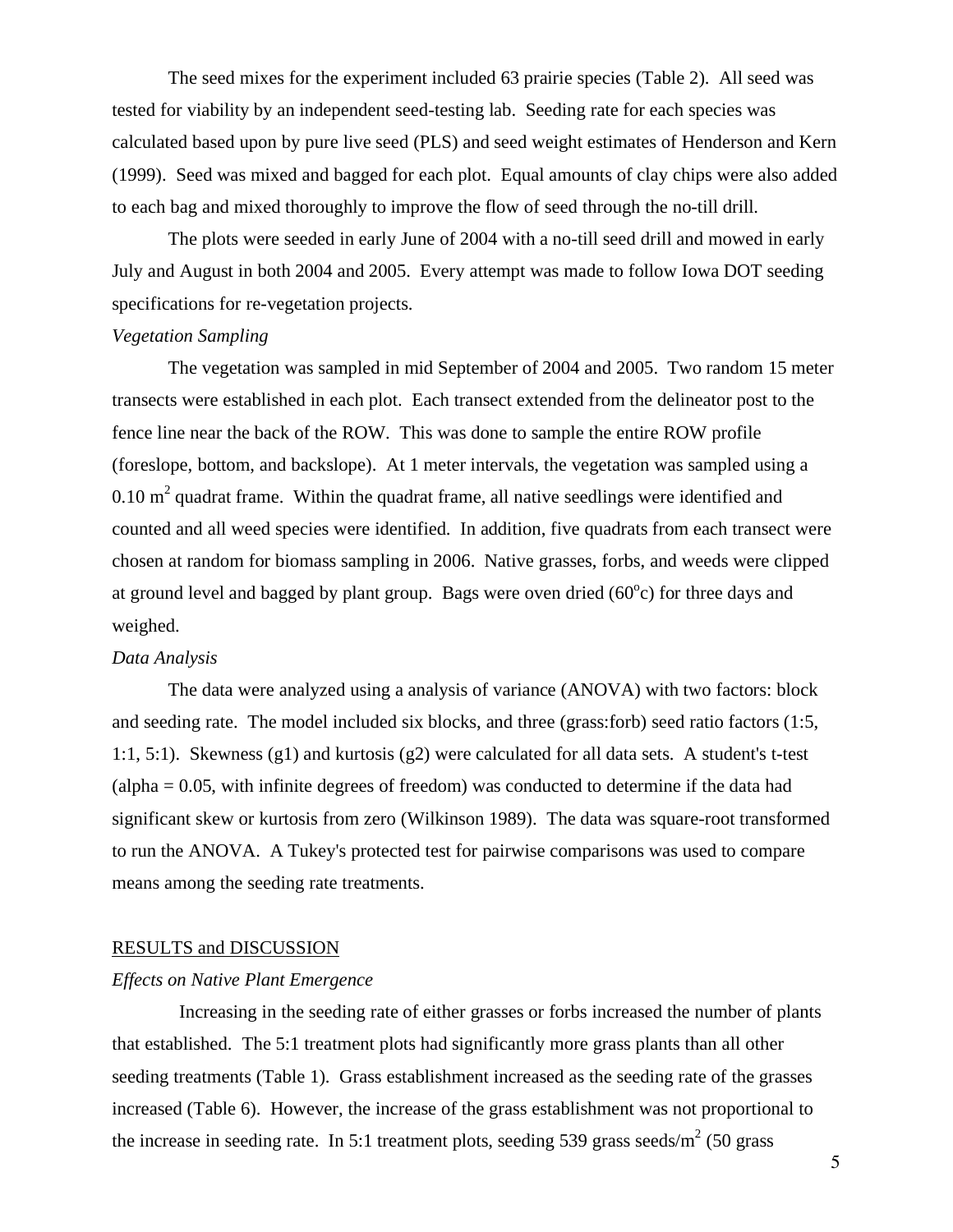The seed mixes for the experiment included 63 prairie species (Table 2). All seed was tested for viability by an independent seed-testing lab. Seeding rate for each species was calculated based upon by pure live seed (PLS) and seed weight estimates of Henderson and Kern (1999). Seed was mixed and bagged for each plot. Equal amounts of clay chips were also added to each bag and mixed thoroughly to improve the flow of seed through the no-till drill.

The plots were seeded in early June of 2004 with a no-till seed drill and mowed in early July and August in both 2004 and 2005. Every attempt was made to follow Iowa DOT seeding specifications for re-vegetation projects.

*Vegetation Sampling*

The vegetation was sampled in mid September of 2004 and 2005. Two random 15 meter transects were established in each plot. Each transect extended from the delineator post to the fence line near the back of the ROW. This was done to sample the entire ROW profile (foreslope, bottom, and backslope). At 1 meter intervals, the vegetation was sampled using a 0.10 $m^2$ quadrat frame. Within the quadrat frame, all native seedlings were identified and counted and all weed species were identified. In addition, five quadrats from each transect were chosen at random for biomass sampling in 2006. Native grasses, forbs, and weeds were clipped at ground level and bagged by plant group. Bags were oven dried (60$^o$c) for three days and weighed.

*Data Analysis*

The data were analyzed using a analysis of variance (ANOVA) with two factors: block and seeding rate. The model included six blocks, and three (grass:forb) seed ratio factors (1:5, 1:1, 5:1). Skewness (g1) and kurtosis (g2) were calculated for all data sets. A student's t-test (alpha = 0.05, with infinite degrees of freedom) was conducted to determine if the data had significant skew or kurtosis from zero (Wilkinson 1989). The data was square-root transformed to run the ANOVA. A Tukey's protected test for pairwise comparisons was used to compare means among the seeding rate treatments.

## RESULTS and DISCUSSION

*Effects on Native Plant Emergence*

Increasing in the seeding rate of either grasses or forbs increased the number of plants that established. The 5:1 treatment plots had significantly more grass plants than all other seeding treatments (Table 1). Grass establishment increased as the seeding rate of the grasses increased (Table 6). However, the increase of the grass establishment was not proportional to the increase in seeding rate. In 5:1 treatment plots, seeding 539 grass seeds/$m^2$ (50 grass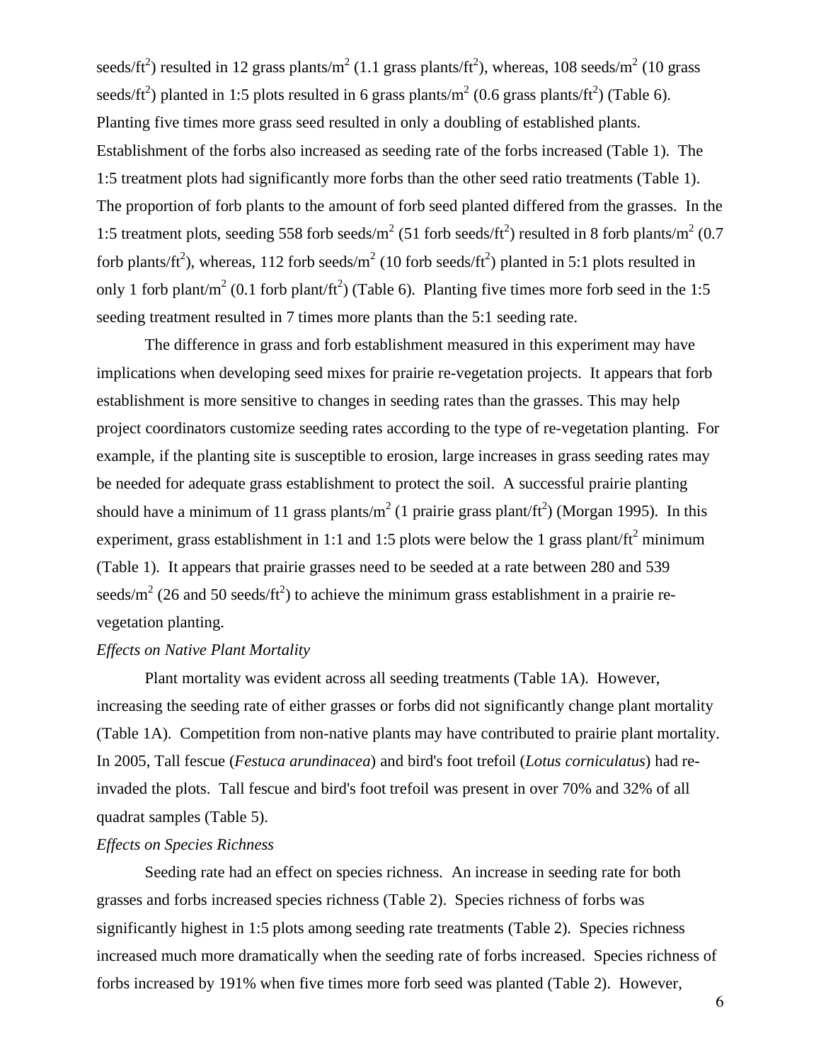seeds/ft$^2$) resulted in 12 grass plants/m$^2$ (1.1 grass plants/ft$^2$), whereas, 108 seeds/m$^2$ (10 grass seeds/ft$^2$) planted in 1:5 plots resulted in 6 grass plants/m$^2$ (0.6 grass plants/ft$^2$) (Table 6). Planting five times more grass seed resulted in only a doubling of established plants. Establishment of the forbs also increased as seeding rate of the forbs increased (Table 1). The 1:5 treatment plots had significantly more forbs than the other seed ratio treatments (Table 1). The proportion of forb plants to the amount of forb seed planted differed from the grasses. In the 1:5 treatment plots, seeding 558 forb seeds/m$^2$ (51 forb seeds/ft$^2$) resulted in 8 forb plants/m$^2$ (0.7 forb plants/ft$^2$), whereas, 112 forb seeds/m$^2$ (10 forb seeds/ft$^2$) planted in 5:1 plots resulted in only 1 forb plant/m$^2$ (0.1 forb plant/ft$^2$) (Table 6). Planting five times more forb seed in the 1:5 seeding treatment resulted in 7 times more plants than the 5:1 seeding rate.

The difference in grass and forb establishment measured in this experiment may have implications when developing seed mixes for prairie re-vegetation projects. It appears that forb establishment is more sensitive to changes in seeding rates than the grasses. This may help project coordinators customize seeding rates according to the type of re-vegetation planting. For example, if the planting site is susceptible to erosion, large increases in grass seeding rates may be needed for adequate grass establishment to protect the soil. A successful prairie planting should have a minimum of 11 grass plants/m$^2$ (1 prairie grass plant/ft$^2$) (Morgan 1995). In this experiment, grass establishment in 1:1 and 1:5 plots were below the 1 grass plant/ft$^2$ minimum (Table 1). It appears that prairie grasses need to be seeded at a rate between 280 and 539 seeds/m$^2$ (26 and 50 seeds/ft$^2$) to achieve the minimum grass establishment in a prairie re-vegetation planting.

*Effects on Native Plant Mortality*

Plant mortality was evident across all seeding treatments (Table 1A). However, increasing the seeding rate of either grasses or forbs did not significantly change plant mortality (Table 1A). Competition from non-native plants may have contributed to prairie plant mortality. In 2005, Tall fescue (*Festuca arundinacea*) and bird's foot trefoil (*Lotus corniculatus*) had re-invaded the plots. Tall fescue and bird's foot trefoil was present in over 70% and 32% of all quadrat samples (Table 5).

*Effects on Species Richness*

Seeding rate had an effect on species richness. An increase in seeding rate for both grasses and forbs increased species richness (Table 2). Species richness of forbs was significantly highest in 1:5 plots among seeding rate treatments (Table 2). Species richness increased much more dramatically when the seeding rate of forbs increased. Species richness of forbs increased by 191% when five times more forb seed was planted (Table 2). However,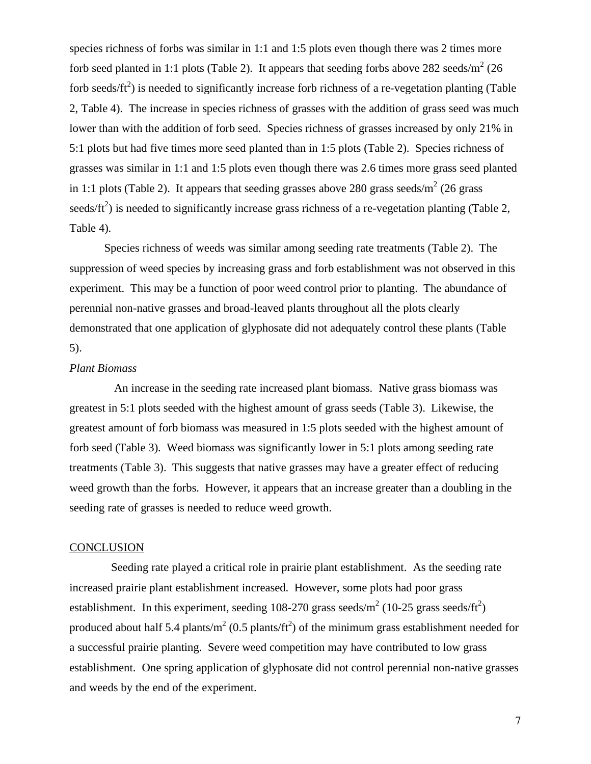species richness of forbs was similar in 1:1 and 1:5 plots even though there was 2 times more forb seed planted in 1:1 plots (Table 2). It appears that seeding forbs above 282 seeds/$m^2$ (26 forb seeds/$ft^2$) is needed to significantly increase forb richness of a re-vegetation planting (Table 2, Table 4). The increase in species richness of grasses with the addition of grass seed was much lower than with the addition of forb seed. Species richness of grasses increased by only 21% in 5:1 plots but had five times more seed planted than in 1:5 plots (Table 2). Species richness of grasses was similar in 1:1 and 1:5 plots even though there was 2.6 times more grass seed planted in 1:1 plots (Table 2). It appears that seeding grasses above 280 grass seeds/$m^2$ (26 grass seeds/$ft^2$) is needed to significantly increase grass richness of a re-vegetation planting (Table 2, Table 4).

Species richness of weeds was similar among seeding rate treatments (Table 2). The suppression of weed species by increasing grass and forb establishment was not observed in this experiment. This may be a function of poor weed control prior to planting. The abundance of perennial non-native grasses and broad-leaved plants throughout all the plots clearly demonstrated that one application of glyphosate did not adequately control these plants (Table 5).

*Plant Biomass*

An increase in the seeding rate increased plant biomass. Native grass biomass was greatest in 5:1 plots seeded with the highest amount of grass seeds (Table 3). Likewise, the greatest amount of forb biomass was measured in 1:5 plots seeded with the highest amount of forb seed (Table 3). Weed biomass was significantly lower in 5:1 plots among seeding rate treatments (Table 3). This suggests that native grasses may have a greater effect of reducing weed growth than the forbs. However, it appears that an increase greater than a doubling in the seeding rate of grasses is needed to reduce weed growth.

## CONCLUSION

Seeding rate played a critical role in prairie plant establishment. As the seeding rate increased prairie plant establishment increased. However, some plots had poor grass establishment. In this experiment, seeding 108-270 grass seeds/$m^2$ (10-25 grass seeds/$ft^2$) produced about half 5.4 plants/$m^2$ (0.5 plants/$ft^2$) of the minimum grass establishment needed for a successful prairie planting. Severe weed competition may have contributed to low grass establishment. One spring application of glyphosate did not control perennial non-native grasses and weeds by the end of the experiment.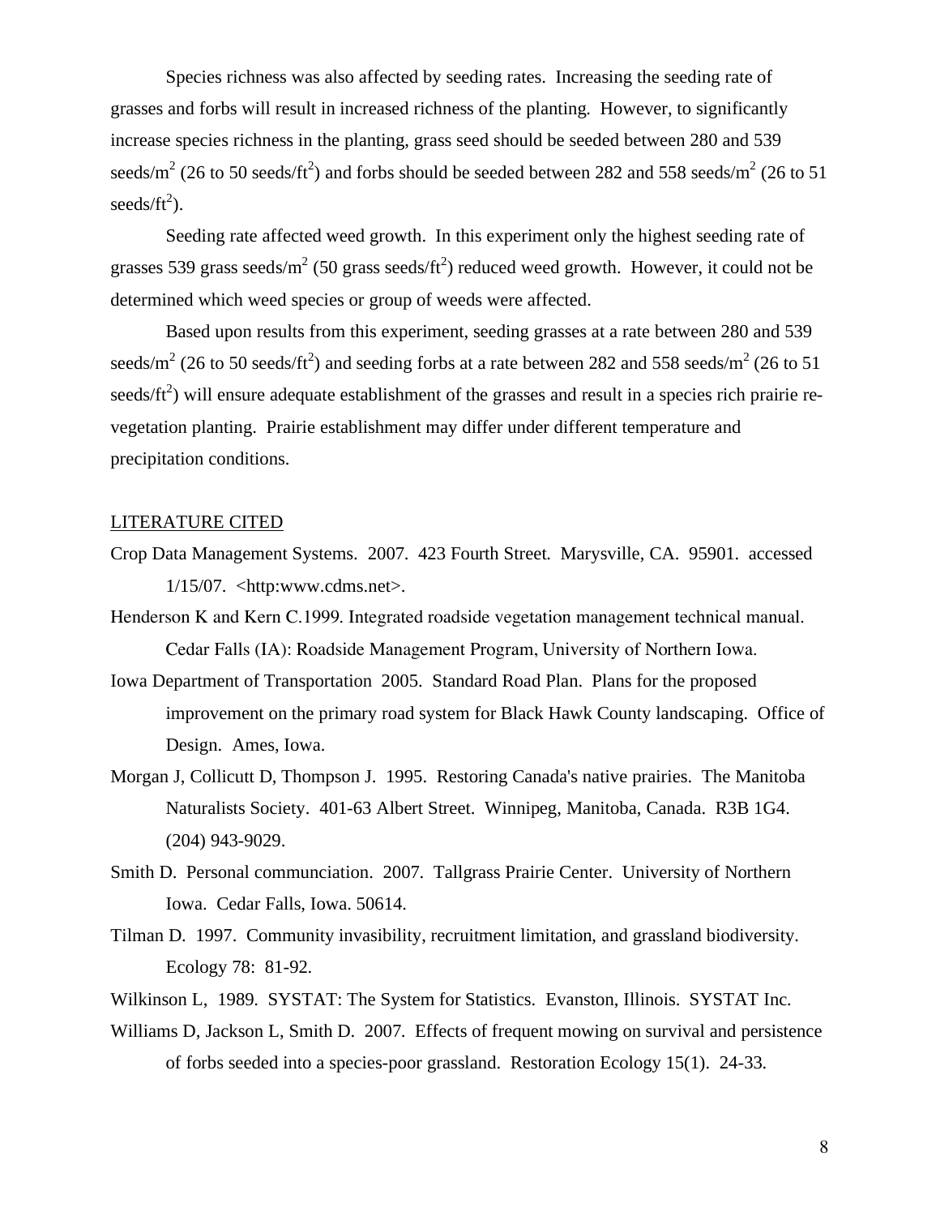Species richness was also affected by seeding rates. Increasing the seeding rate of grasses and forbs will result in increased richness of the planting. However, to significantly increase species richness in the planting, grass seed should be seeded between 280 and 539 seeds/$m^2$ (26 to 50 seeds/$ft^2$) and forbs should be seeded between 282 and 558 seeds/$m^2$ (26 to 51 seeds/$ft^2$).

Seeding rate affected weed growth. In this experiment only the highest seeding rate of grasses 539 grass seeds/$m^2$ (50 grass seeds/$ft^2$) reduced weed growth. However, it could not be determined which weed species or group of weeds were affected.

Based upon results from this experiment, seeding grasses at a rate between 280 and 539 seeds/$m^2$ (26 to 50 seeds/$ft^2$) and seeding forbs at a rate between 282 and 558 seeds/$m^2$ (26 to 51 seeds/$ft^2$) will ensure adequate establishment of the grasses and result in a species rich prairie re-vegetation planting. Prairie establishment may differ under different temperature and precipitation conditions.

## LITERATURE CITED

Crop Data Management Systems. 2007. 423 Fourth Street. Marysville, CA. 95901. accessed 1/15/07. <http:www.cdms.net>.

Henderson K and Kern C.1999. Integrated roadside vegetation management technical manual. Cedar Falls (IA): Roadside Management Program, University of Northern Iowa.

Iowa Department of Transportation 2005. Standard Road Plan. Plans for the proposed improvement on the primary road system for Black Hawk County landscaping. Office of Design. Ames, Iowa.

Morgan J, Collicutt D, Thompson J. 1995. Restoring Canada's native prairies. The Manitoba Naturalists Society. 401-63 Albert Street. Winnipeg, Manitoba, Canada. R3B 1G4. (204) 943-9029.

Smith D. Personal communciation. 2007. Tallgrass Prairie Center. University of Northern Iowa. Cedar Falls, Iowa. 50614.

Tilman D. 1997. Community invasibility, recruitment limitation, and grassland biodiversity. Ecology 78: 81-92.

Wilkinson L, 1989. SYSTAT: The System for Statistics. Evanston, Illinois. SYSTAT Inc.

Williams D, Jackson L, Smith D. 2007. Effects of frequent mowing on survival and persistence of forbs seeded into a species-poor grassland. Restoration Ecology 15(1). 24-33.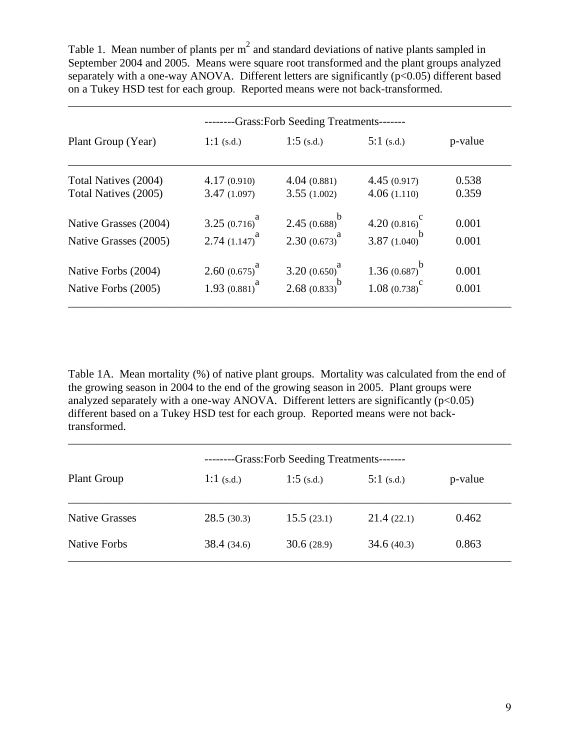Table 1. Mean number of plants per $m^2$ and standard deviations of native plants sampled in September 2004 and 2005. Means were square root transformed and the plant groups analyzed separately with a one-way ANOVA. Different letters are significantly ($p<0.05$) different based on a Tukey HSD test for each group. Reported means were not back-transformed.

| | --------Grass:Forb Seeding Treatments------- | | | |
|---|---|---|---|---|
| Plant Group (Year) | 1:1 (s.d.) | 1:5 (s.d.) | 5:1 (s.d.) | p-value |
| Total Natives (2004) | 4.17 (0.910) | 4.04 (0.881) | 4.45 (0.917) | 0.538 |
| Total Natives (2005) | 3.47 (1.097) | 3.55 (1.002) | 4.06 (1.110) | 0.359 |
| Native Grasses (2004) | 3.25 (0.716)[a] | 2.45 (0.688)[b] | 4.20 (0.816)[c] | 0.001 |
| Native Grasses (2005) | 2.74 (1.147)[a] | 2.30 (0.673)[a] | 3.87 (1.040)[b] | 0.001 |
| Native Forbs (2004) | 2.60 (0.675)[a] | 3.20 (0.650)[a] | 1.36 (0.687)[b] | 0.001 |
| Native Forbs (2005) | 1.93 (0.881)[a] | 2.68 (0.833)[b] | 1.08 (0.738)[c] | 0.001 |

Table 1A. Mean mortality (%) of native plant groups. Mortality was calculated from the end of the growing season in 2004 to the end of the growing season in 2005. Plant groups were analyzed separately with a one-way ANOVA. Different letters are significantly ($p<0.05$) different based on a Tukey HSD test for each group. Reported means were not back-transformed.

| | --------Grass:Forb Seeding Treatments------- | | | |
|---|---|---|---|---|
| Plant Group | 1:1 (s.d.) | 1:5 (s.d.) | 5:1 (s.d.) | p-value |
| Native Grasses | 28.5 (30.3) | 15.5 (23.1) | 21.4 (22.1) | 0.462 |
| Native Forbs | 38.4 (34.6) | 30.6 (28.9) | 34.6 (40.3) | 0.863 |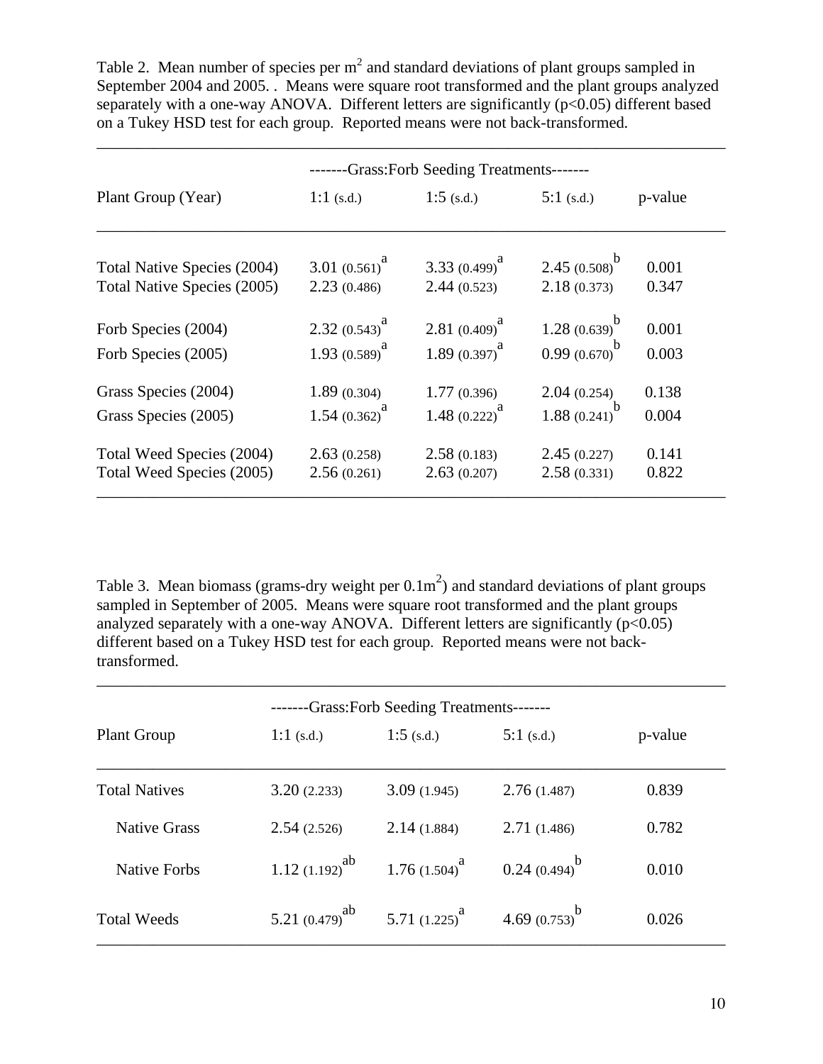Table 2. Mean number of species per $m^2$ and standard deviations of plant groups sampled in September 2004 and 2005. . Means were square root transformed and the plant groups analyzed separately with a one-way ANOVA. Different letters are significantly ($p<0.05$) different based on a Tukey HSD test for each group. Reported means were not back-transformed.

| | -------Grass:Forb Seeding Treatments------- | | | |
|---|---|---|---|---|
| Plant Group (Year) | 1:1 (s.d.) | 1:5 (s.d.) | 5:1 (s.d.) | p-value |
| Total Native Species (2004) | 3.01 (0.561)[a] | 3.33 (0.499)[a] | 2.45 (0.508)[b] | 0.001 |
| Total Native Species (2005) | 2.23 (0.486) | 2.44 (0.523) | 2.18 (0.373) | 0.347 |
| Forb Species (2004) | 2.32 (0.543)[a] | 2.81 (0.409)[a] | 1.28 (0.639)[b] | 0.001 |
| Forb Species (2005) | 1.93 (0.589)[a] | 1.89 (0.397)[a] | 0.99 (0.670)[b] | 0.003 |
| Grass Species (2004) | 1.89 (0.304) | 1.77 (0.396) | 2.04 (0.254) | 0.138 |
| Grass Species (2005) | 1.54 (0.362)[a] | 1.48 (0.222)[a] | 1.88 (0.241)[b] | 0.004 |
| Total Weed Species (2004) | 2.63 (0.258) | 2.58 (0.183) | 2.45 (0.227) | 0.141 |
| Total Weed Species (2005) | 2.56 (0.261) | 2.63 (0.207) | 2.58 (0.331) | 0.822 |

Table 3. Mean biomass (grams-dry weight per $0.1m^2$) and standard deviations of plant groups sampled in September of 2005. Means were square root transformed and the plant groups analyzed separately with a one-way ANOVA. Different letters are significantly ($p<0.05$) different based on a Tukey HSD test for each group. Reported means were not back-transformed.

| | -------Grass:Forb Seeding Treatments------- | | | |
|---|---|---|---|---|
| Plant Group | 1:1 (s.d.) | 1:5 (s.d.) | 5:1 (s.d.) | p-value |
| Total Natives | 3.20 (2.233) | 3.09 (1.945) | 2.76 (1.487) | 0.839 |
| Native Grass | 2.54 (2.526) | 2.14 (1.884) | 2.71 (1.486) | 0.782 |
| Native Forbs | 1.12 (1.192)[ab] | 1.76 (1.504)[a] | 0.24 (0.494)[b] | 0.010 |
| Total Weeds | 5.21 (0.479)[ab] | 5.71 (1.225)[a] | 4.69 (0.753)[b] | 0.026 |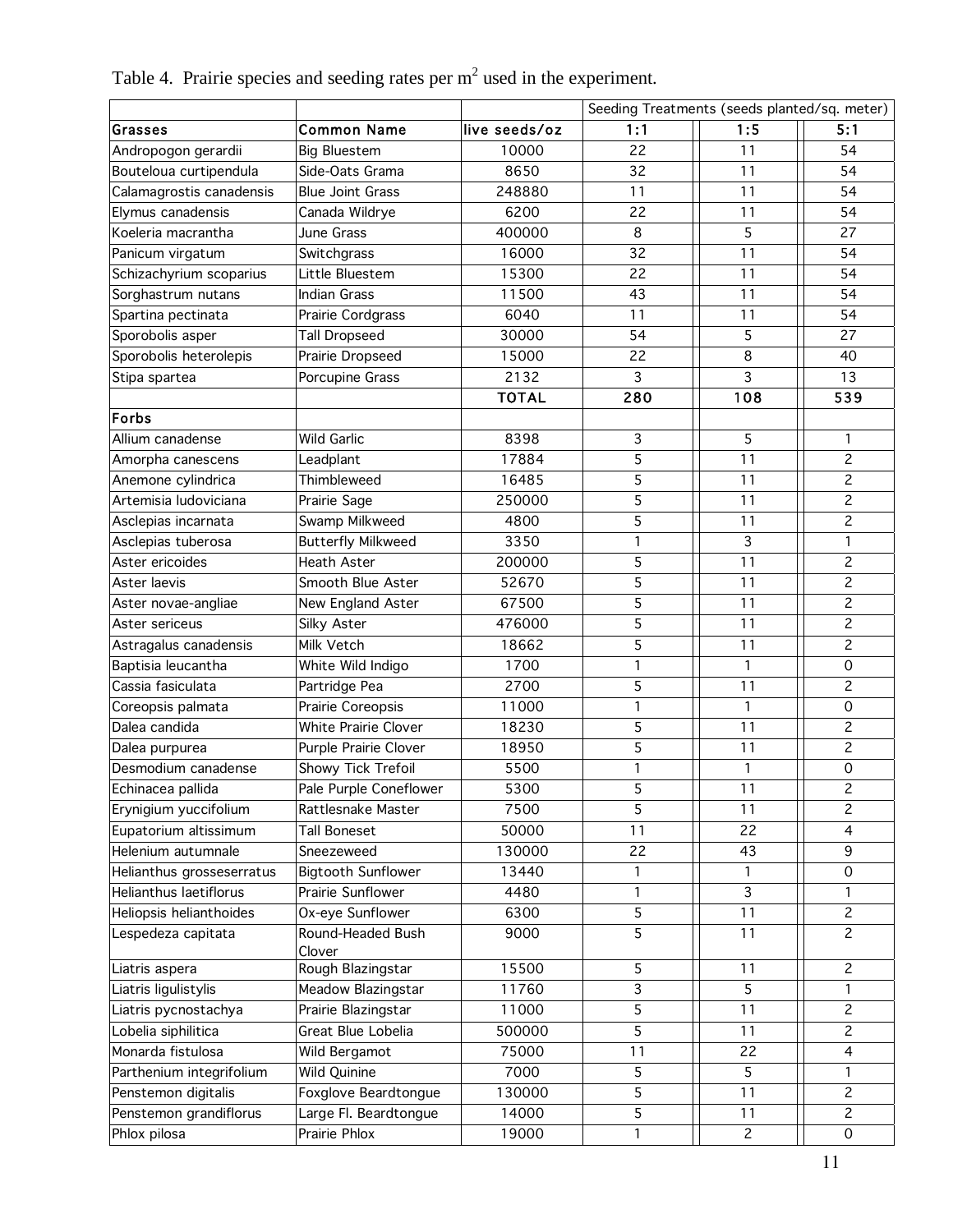Table 4. Prairie species and seeding rates per $m^2$ used in the experiment.

| | | | Seeding Treatments (seeds planted/sq. meter) | | |
|---|---|---|---|---|---|
| **Grasses** | **Common Name** | **live seeds/oz** | **1:1** | **1:5** | **5:1** |
| Andropogon gerardii | Big Bluestem | 10000 | 22 | 11 | 54 |
| Bouteloua curtipendula | Side-Oats Grama | 8650 | 32 | 11 | 54 |
| Calamagrostis canadensis | Blue Joint Grass | 248880 | 11 | 11 | 54 |
| Elymus canadensis | Canada Wildrye | 6200 | 22 | 11 | 54 |
| Koeleria macrantha | June Grass | 400000 | 8 | 5 | 27 |
| Panicum virgatum | Switchgrass | 16000 | 32 | 11 | 54 |
| Schizachyrium scoparius | Little Bluestem | 15300 | 22 | 11 | 54 |
| Sorghastrum nutans | Indian Grass | 11500 | 43 | 11 | 54 |
| Spartina pectinata | Prairie Cordgrass | 6040 | 11 | 11 | 54 |
| Sporobolis asper | Tall Dropseed | 30000 | 54 | 5 | 27 |
| Sporobolis heterolepis | Prairie Dropseed | 15000 | 22 | 8 | 40 |
| Stipa spartea | Porcupine Grass | 2132 | 3 | 3 | 13 |
| | | **TOTAL** | **280** | **108** | **539** |
| **Forbs** | | | | | |
| Allium canadense | Wild Garlic | 8398 | 3 | 5 | 1 |
| Amorpha canescens | Leadplant | 17884 | 5 | 11 | 2 |
| Anemone cylindrica | Thimbleweed | 16485 | 5 | 11 | 2 |
| Artemisia ludoviciana | Prairie Sage | 250000 | 5 | 11 | 2 |
| Asclepias incarnata | Swamp Milkweed | 4800 | 5 | 11 | 2 |
| Asclepias tuberosa | Butterfly Milkweed | 3350 | 1 | 3 | 1 |
| Aster ericoides | Heath Aster | 200000 | 5 | 11 | 2 |
| Aster laevis | Smooth Blue Aster | 52670 | 5 | 11 | 2 |
| Aster novae-angliae | New England Aster | 67500 | 5 | 11 | 2 |
| Aster sericeus | Silky Aster | 476000 | 5 | 11 | 2 |
| Astragalus canadensis | Milk Vetch | 18662 | 5 | 11 | 2 |
| Baptisia leucantha | White Wild Indigo | 1700 | 1 | 1 | 0 |
| Cassia fasiculata | Partridge Pea | 2700 | 5 | 11 | 2 |
| Coreopsis palmata | Prairie Coreopsis | 11000 | 1 | 1 | 0 |
| Dalea candida | White Prairie Clover | 18230 | 5 | 11 | 2 |
| Dalea purpurea | Purple Prairie Clover | 18950 | 5 | 11 | 2 |
| Desmodium canadense | Showy Tick Trefoil | 5500 | 1 | 1 | 0 |
| Echinacea pallida | Pale Purple Coneflower | 5300 | 5 | 11 | 2 |
| Erynigium yuccifolium | Rattlesnake Master | 7500 | 5 | 11 | 2 |
| Eupatorium altissimum | Tall Boneset | 50000 | 11 | 22 | 4 |
| Helenium autumnale | Sneezeweed | 130000 | 22 | 43 | 9 |
| Helianthus grosseserratus | Bigtooth Sunflower | 13440 | 1 | 1 | 0 |
| Helianthus laetiflorus | Prairie Sunflower | 4480 | 1 | 3 | 1 |
| Heliopsis helianthoides | Ox-eye Sunflower | 6300 | 5 | 11 | 2 |
| Lespedeza capitata | Round-Headed Bush Clover | 9000 | 5 | 11 | 2 |
| Liatris aspera | Rough Blazingstar | 15500 | 5 | 11 | 2 |
| Liatris ligulistylis | Meadow Blazingstar | 11760 | 3 | 5 | 1 |
| Liatris pycnostachya | Prairie Blazingstar | 11000 | 5 | 11 | 2 |
| Lobelia siphilitica | Great Blue Lobelia | 500000 | 5 | 11 | 2 |
| Monarda fistulosa | Wild Bergamot | 75000 | 11 | 22 | 4 |
| Parthenium integrifolium | Wild Quinine | 7000 | 5 | 5 | 1 |
| Penstemon digitalis | Foxglove Beardtongue | 130000 | 5 | 11 | 2 |
| Penstemon grandiflorus | Large Fl. Beardtongue | 14000 | 5 | 11 | 2 |
| Phlox pilosa | Prairie Phlox | 19000 | 1 | 2 | 0 |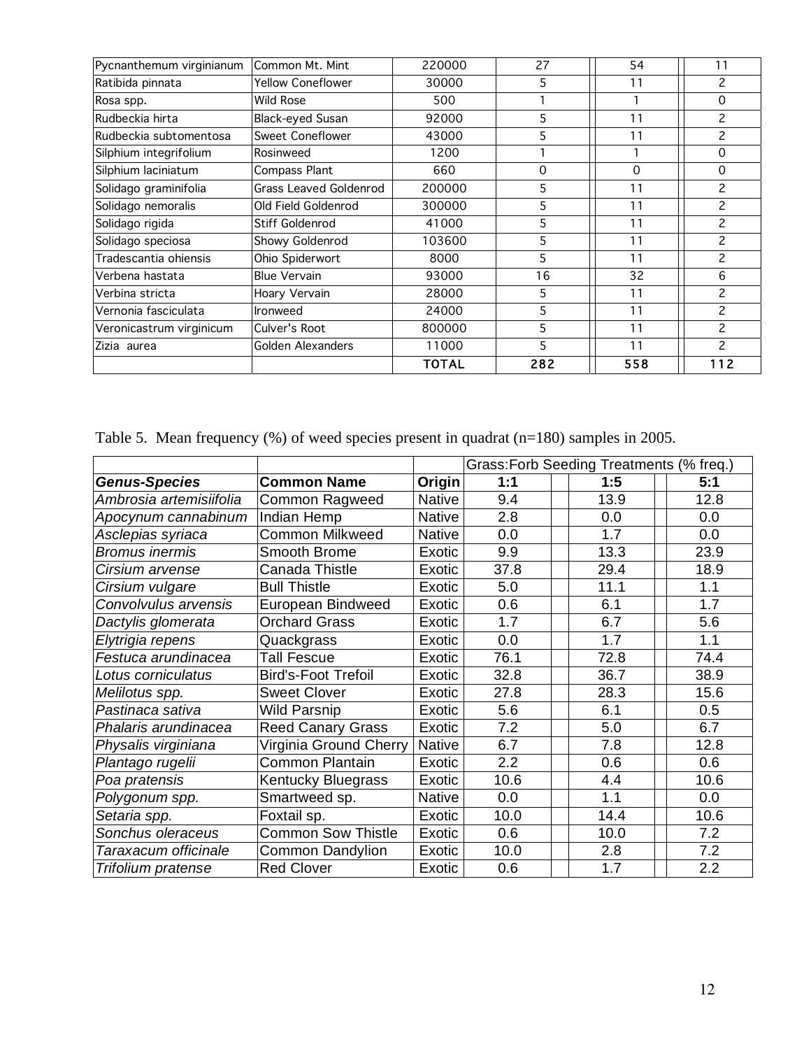| Pycnanthemum virginianum | Common Mt. Mint | 220000 | 27 | 54 | 11 |
|---|---|---|---|---|---|
| Ratibida pinnata | Yellow Coneflower | 30000 | 5 | 11 | 2 |
| Rosa spp. | Wild Rose | 500 | 1 | 1 | 0 |
| Rudbeckia hirta | Black-eyed Susan | 92000 | 5 | 11 | 2 |
| Rudbeckia subtomentosa | Sweet Coneflower | 43000 | 5 | 11 | 2 |
| Silphium integrifolium | Rosinweed | 1200 | 1 | 1 | 0 |
| Silphium laciniatum | Compass Plant | 660 | 0 | 0 | 0 |
| Solidago graminifolia | Grass Leaved Goldenrod | 200000 | 5 | 11 | 2 |
| Solidago nemoralis | Old Field Goldenrod | 300000 | 5 | 11 | 2 |
| Solidago rigida | Stiff Goldenrod | 41000 | 5 | 11 | 2 |
| Solidago speciosa | Showy Goldenrod | 103600 | 5 | 11 | 2 |
| Tradescantia ohiensis | Ohio Spiderwort | 8000 | 5 | 11 | 2 |
| Verbena hastata | Blue Vervain | 93000 | 16 | 32 | 6 |
| Verbina stricta | Hoary Vervain | 28000 | 5 | 11 | 2 |
| Vernonia fasciculata | Ironweed | 24000 | 5 | 11 | 2 |
| Veronicastrum virginicum | Culver's Root | 800000 | 5 | 11 | 2 |
| Zizia aurea | Golden Alexanders | 11000 | 5 | 11 | 2 |
| | | **TOTAL** | **282** | **558** | **112** |

Table 5. Mean frequency (%) of weed species present in quadrat (n=180) samples in 2005.

| | | | Grass:Forb Seeding Treatments (% freq.) | | |
|---|---|---|---|---|---|
| ***Genus-Species*** | **Common Name** | **Origin** | **1:1** | **1:5** | **5:1** |
| *Ambrosia artemisiifolia* | Common Ragweed | Native | 9.4 | 13.9 | 12.8 |
| *Apocynum cannabinum* | Indian Hemp | Native | 2.8 | 0.0 | 0.0 |
| *Asclepias syriaca* | Common Milkweed | Native | 0.0 | 1.7 | 0.0 |
| *Bromus inermis* | Smooth Brome | Exotic | 9.9 | 13.3 | 23.9 |
| *Cirsium arvense* | Canada Thistle | Exotic | 37.8 | 29.4 | 18.9 |
| *Cirsium vulgare* | Bull Thistle | Exotic | 5.0 | 11.1 | 1.1 |
| *Convolvulus arvensis* | European Bindweed | Exotic | 0.6 | 6.1 | 1.7 |
| *Dactylis glomerata* | Orchard Grass | Exotic | 1.7 | 6.7 | 5.6 |
| *Elytrigia repens* | Quackgrass | Exotic | 0.0 | 1.7 | 1.1 |
| *Festuca arundinacea* | Tall Fescue | Exotic | 76.1 | 72.8 | 74.4 |
| *Lotus corniculatus* | Bird's-Foot Trefoil | Exotic | 32.8 | 36.7 | 38.9 |
| *Melilotus spp.* | Sweet Clover | Exotic | 27.8 | 28.3 | 15.6 |
| *Pastinaca sativa* | Wild Parsnip | Exotic | 5.6 | 6.1 | 0.5 |
| *Phalaris arundinacea* | Reed Canary Grass | Exotic | 7.2 | 5.0 | 6.7 |
| *Physalis virginiana* | Virginia Ground Cherry | Native | 6.7 | 7.8 | 12.8 |
| *Plantago rugelii* | Common Plantain | Exotic | 2.2 | 0.6 | 0.6 |
| *Poa pratensis* | Kentucky Bluegrass | Exotic | 10.6 | 4.4 | 10.6 |
| *Polygonum spp.* | Smartweed sp. | Native | 0.0 | 1.1 | 0.0 |
| *Setaria spp.* | Foxtail sp. | Exotic | 10.0 | 14.4 | 10.6 |
| *Sonchus oleraceus* | Common Sow Thistle | Exotic | 0.6 | 10.0 | 7.2 |
| *Taraxacum officinale* | Common Dandylion | Exotic | 10.0 | 2.8 | 7.2 |
| *Trifolium pratense* | Red Clover | Exotic | 0.6 | 1.7 | 2.2 |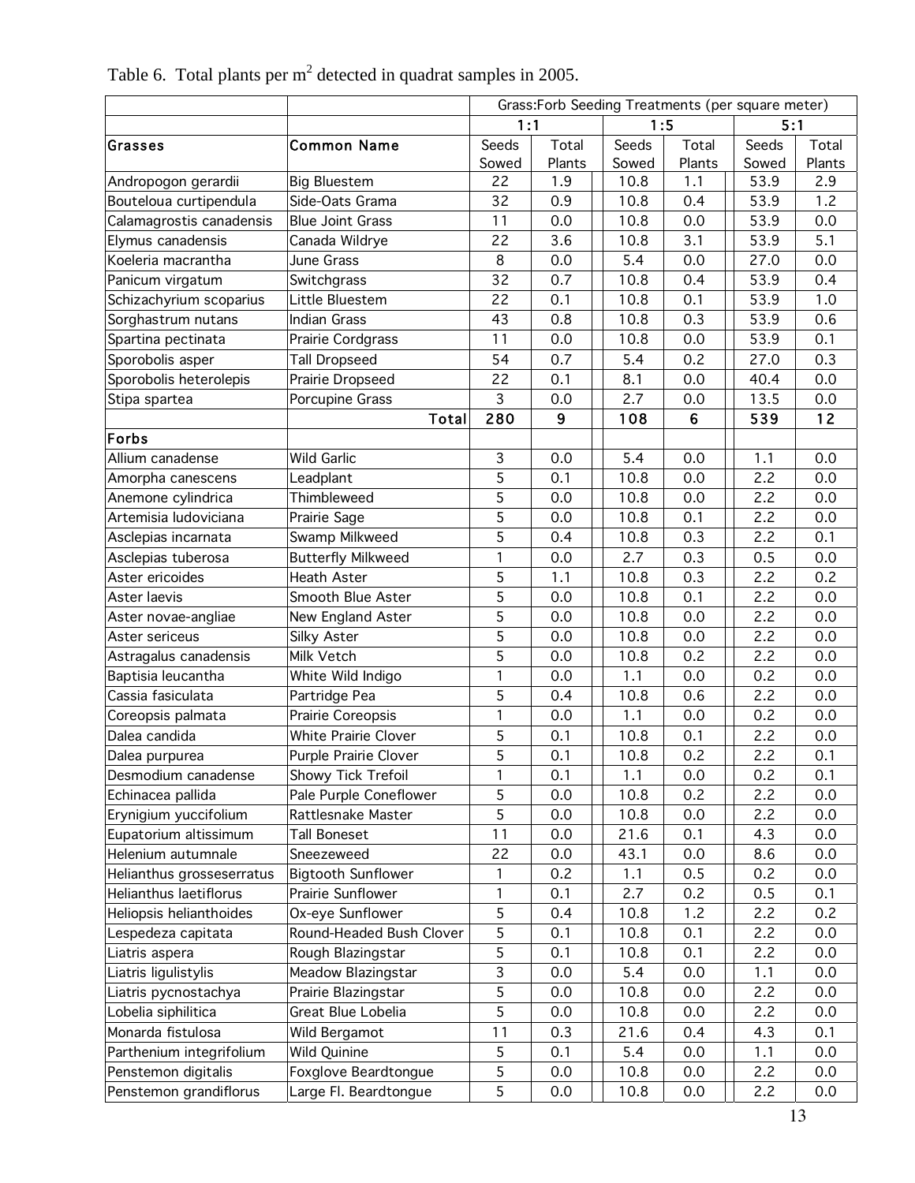Table 6. Total plants per m$^2$ detected in quadrat samples in 2005.

| | | Grass:Forb Seeding Treatments (per square meter) | | | | | |
|---|---|---|---|---|---|---|---|
| | | 1:1 | | 1:5 | | 5:1 | |
| **Grasses** | **Common Name** | Seeds Sowed | Total Plants | Seeds Sowed | Total Plants | Seeds Sowed | Total Plants |
| Andropogon gerardii | Big Bluestem | 22 | 1.9 | 10.8 | 1.1 | 53.9 | 2.9 |
| Bouteloua curtipendula | Side-Oats Grama | 32 | 0.9 | 10.8 | 0.4 | 53.9 | 1.2 |
| Calamagrostis canadensis | Blue Joint Grass | 11 | 0.0 | 10.8 | 0.0 | 53.9 | 0.0 |
| Elymus canadensis | Canada Wildrye | 22 | 3.6 | 10.8 | 3.1 | 53.9 | 5.1 |
| Koeleria macrantha | June Grass | 8 | 0.0 | 5.4 | 0.0 | 27.0 | 0.0 |
| Panicum virgatum | Switchgrass | 32 | 0.7 | 10.8 | 0.4 | 53.9 | 0.4 |
| Schizachyrium scoparius | Little Bluestem | 22 | 0.1 | 10.8 | 0.1 | 53.9 | 1.0 |
| Sorghastrum nutans | Indian Grass | 43 | 0.8 | 10.8 | 0.3 | 53.9 | 0.6 |
| Spartina pectinata | Prairie Cordgrass | 11 | 0.0 | 10.8 | 0.0 | 53.9 | 0.1 |
| Sporobolis asper | Tall Dropseed | 54 | 0.7 | 5.4 | 0.2 | 27.0 | 0.3 |
| Sporobolis heterolepis | Prairie Dropseed | 22 | 0.1 | 8.1 | 0.0 | 40.4 | 0.0 |
| Stipa spartea | Porcupine Grass | 3 | 0.0 | 2.7 | 0.0 | 13.5 | 0.0 |
| | **Total** | **280** | **9** | **108** | **6** | **539** | **12** |
| **Forbs** | | | | | | | |
| Allium canadense | Wild Garlic | 3 | 0.0 | 5.4 | 0.0 | 1.1 | 0.0 |
| Amorpha canescens | Leadplant | 5 | 0.1 | 10.8 | 0.0 | 2.2 | 0.0 |
| Anemone cylindrica | Thimbleweed | 5 | 0.0 | 10.8 | 0.0 | 2.2 | 0.0 |
| Artemisia ludoviciana | Prairie Sage | 5 | 0.0 | 10.8 | 0.1 | 2.2 | 0.0 |
| Asclepias incarnata | Swamp Milkweed | 5 | 0.4 | 10.8 | 0.3 | 2.2 | 0.1 |
| Asclepias tuberosa | Butterfly Milkweed | 1 | 0.0 | 2.7 | 0.3 | 0.5 | 0.0 |
| Aster ericoides | Heath Aster | 5 | 1.1 | 10.8 | 0.3 | 2.2 | 0.2 |
| Aster laevis | Smooth Blue Aster | 5 | 0.0 | 10.8 | 0.1 | 2.2 | 0.0 |
| Aster novae-angliae | New England Aster | 5 | 0.0 | 10.8 | 0.0 | 2.2 | 0.0 |
| Aster sericeus | Silky Aster | 5 | 0.0 | 10.8 | 0.0 | 2.2 | 0.0 |
| Astragalus canadensis | Milk Vetch | 5 | 0.0 | 10.8 | 0.2 | 2.2 | 0.0 |
| Baptisia leucantha | White Wild Indigo | 1 | 0.0 | 1.1 | 0.0 | 0.2 | 0.0 |
| Cassia fasiculata | Partridge Pea | 5 | 0.4 | 10.8 | 0.6 | 2.2 | 0.0 |
| Coreopsis palmata | Prairie Coreopsis | 1 | 0.0 | 1.1 | 0.0 | 0.2 | 0.0 |
| Dalea candida | White Prairie Clover | 5 | 0.1 | 10.8 | 0.1 | 2.2 | 0.0 |
| Dalea purpurea | Purple Prairie Clover | 5 | 0.1 | 10.8 | 0.2 | 2.2 | 0.1 |
| Desmodium canadense | Showy Tick Trefoil | 1 | 0.1 | 1.1 | 0.0 | 0.2 | 0.1 |
| Echinacea pallida | Pale Purple Coneflower | 5 | 0.0 | 10.8 | 0.2 | 2.2 | 0.0 |
| Erynigium yuccifolium | Rattlesnake Master | 5 | 0.0 | 10.8 | 0.0 | 2.2 | 0.0 |
| Eupatorium altissimum | Tall Boneset | 11 | 0.0 | 21.6 | 0.1 | 4.3 | 0.0 |
| Helenium autumnale | Sneezeweed | 22 | 0.0 | 43.1 | 0.0 | 8.6 | 0.0 |
| Helianthus grosseserratus | Bigtooth Sunflower | 1 | 0.2 | 1.1 | 0.5 | 0.2 | 0.0 |
| Helianthus laetiflorus | Prairie Sunflower | 1 | 0.1 | 2.7 | 0.2 | 0.5 | 0.1 |
| Heliopsis helianthoides | Ox-eye Sunflower | 5 | 0.4 | 10.8 | 1.2 | 2.2 | 0.2 |
| Lespedeza capitata | Round-Headed Bush Clover | 5 | 0.1 | 10.8 | 0.1 | 2.2 | 0.0 |
| Liatris aspera | Rough Blazingstar | 5 | 0.1 | 10.8 | 0.1 | 2.2 | 0.0 |
| Liatris ligulistylis | Meadow Blazingstar | 3 | 0.0 | 5.4 | 0.0 | 1.1 | 0.0 |
| Liatris pycnostachya | Prairie Blazingstar | 5 | 0.0 | 10.8 | 0.0 | 2.2 | 0.0 |
| Lobelia siphilitica | Great Blue Lobelia | 5 | 0.0 | 10.8 | 0.0 | 2.2 | 0.0 |
| Monarda fistulosa | Wild Bergamot | 11 | 0.3 | 21.6 | 0.4 | 4.3 | 0.1 |
| Parthenium integrifolium | Wild Quinine | 5 | 0.1 | 5.4 | 0.0 | 1.1 | 0.0 |
| Penstemon digitalis | Foxglove Beardtongue | 5 | 0.0 | 10.8 | 0.0 | 2.2 | 0.0 |
| Penstemon grandiflorus | Large Fl. Beardtongue | 5 | 0.0 | 10.8 | 0.0 | 2.2 | 0.0 |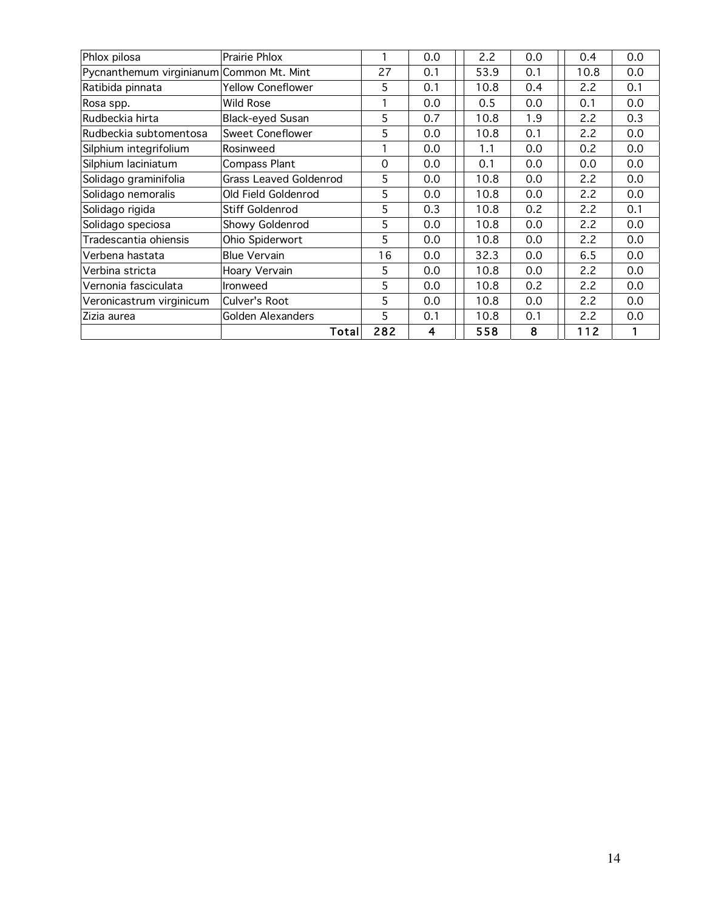| | | | | | | | | | |
|---|---|---|---|---|---|---|---|---|---|
| Phlox pilosa | Prairie Phlox | 1 | 0.0 | | 2.2 | 0.0 | | 0.4 | 0.0 |
| Pycnanthemum virginianum | Common Mt. Mint | 27 | 0.1 | | 53.9 | 0.1 | | 10.8 | 0.0 |
| Ratibida pinnata | Yellow Coneflower | 5 | 0.1 | | 10.8 | 0.4 | | 2.2 | 0.1 |
| Rosa spp. | Wild Rose | 1 | 0.0 | | 0.5 | 0.0 | | 0.1 | 0.0 |
| Rudbeckia hirta | Black-eyed Susan | 5 | 0.7 | | 10.8 | 1.9 | | 2.2 | 0.3 |
| Rudbeckia subtomentosa | Sweet Coneflower | 5 | 0.0 | | 10.8 | 0.1 | | 2.2 | 0.0 |
| Silphium integrifolium | Rosinweed | 1 | 0.0 | | 1.1 | 0.0 | | 0.2 | 0.0 |
| Silphium laciniatum | Compass Plant | 0 | 0.0 | | 0.1 | 0.0 | | 0.0 | 0.0 |
| Solidago graminifolia | Grass Leaved Goldenrod | 5 | 0.0 | | 10.8 | 0.0 | | 2.2 | 0.0 |
| Solidago nemoralis | Old Field Goldenrod | 5 | 0.0 | | 10.8 | 0.0 | | 2.2 | 0.0 |
| Solidago rigida | Stiff Goldenrod | 5 | 0.3 | | 10.8 | 0.2 | | 2.2 | 0.1 |
| Solidago speciosa | Showy Goldenrod | 5 | 0.0 | | 10.8 | 0.0 | | 2.2 | 0.0 |
| Tradescantia ohiensis | Ohio Spiderwort | 5 | 0.0 | | 10.8 | 0.0 | | 2.2 | 0.0 |
| Verbena hastata | Blue Vervain | 16 | 0.0 | | 32.3 | 0.0 | | 6.5 | 0.0 |
| Verbina stricta | Hoary Vervain | 5 | 0.0 | | 10.8 | 0.0 | | 2.2 | 0.0 |
| Vernonia fasciculata | Ironweed | 5 | 0.0 | | 10.8 | 0.2 | | 2.2 | 0.0 |
| Veronicastrum virginicum | Culver's Root | 5 | 0.0 | | 10.8 | 0.0 | | 2.2 | 0.0 |
| Zizia aurea | Golden Alexanders | 5 | 0.1 | | 10.8 | 0.1 | | 2.2 | 0.0 |
| | **Total** | **282** | **4** | | **558** | **8** | | **112** | **1** |